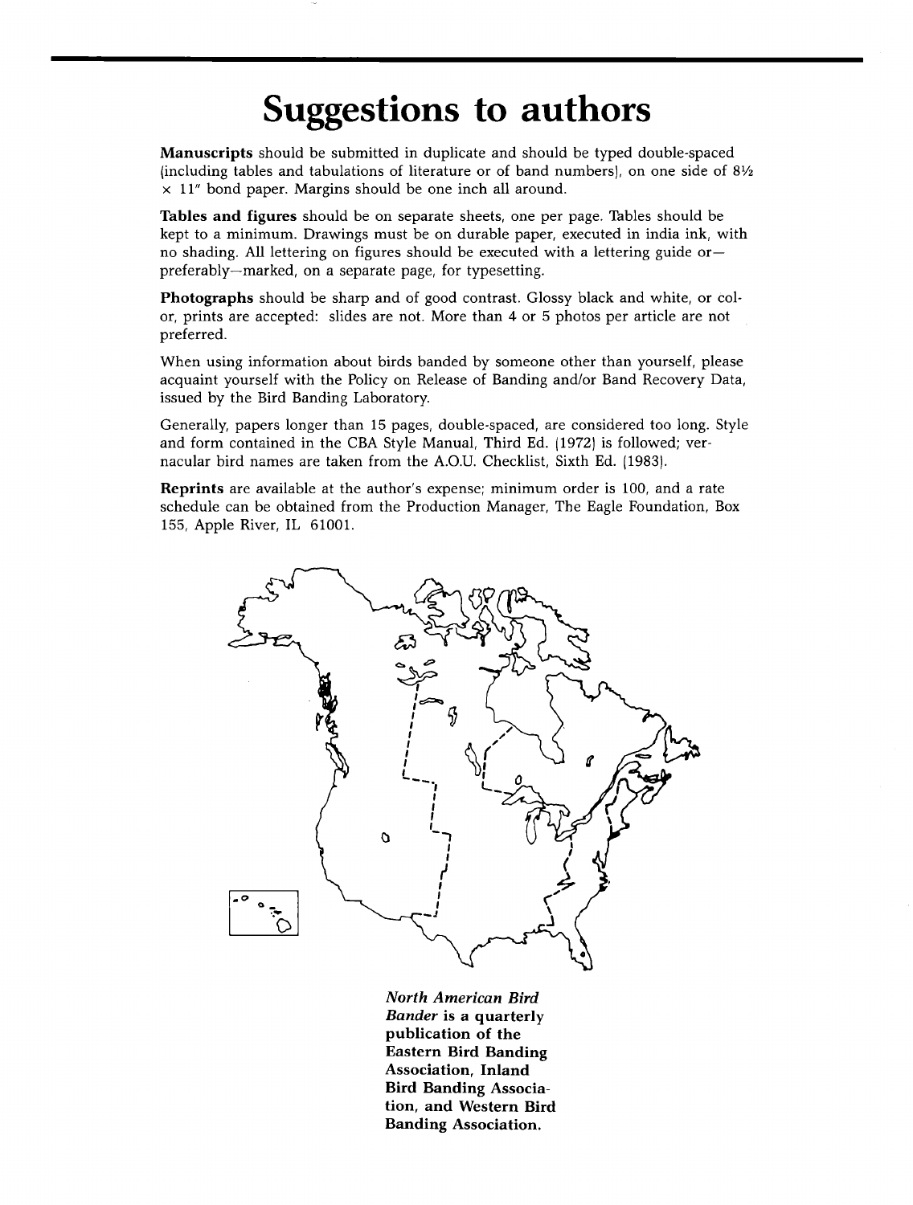# Suggestions to authors

**Manuscripts** should be submitted in duplicate and should be typed double-spaced (including tables and tabulations of literature or of band numbers), on one side of 8½ x 11" bond paper. Margins should be one inch all around.

**Tables and figures** should be on separate sheets, one per page. Tables should be kept to a minimum. Drawings must be on durable paper, executed in india ink, with no shading. All lettering on figures should be executed with a lettering guide or—preferably—marked, on a separate page, for typesetting.

**Photographs** should be sharp and of good contrast. Glossy black and white, or color, prints are accepted: slides are not. More than 4 or 5 photos per article are not preferred.

When using information about birds banded by someone other than yourself, please acquaint yourself with the Policy on Release of Banding and/or Band Recovery Data, issued by the Bird Banding Laboratory.

Generally, papers longer than 15 pages, double-spaced, are considered too long. Style and form contained in the CBA Style Manual, Third Ed. (1972) is followed; vernacular bird names are taken from the A.O.U. Checklist, Sixth Ed. (1983).

**Reprints** are available at the author's expense; minimum order is 100, and a rate schedule can be obtained from the Production Manager, The Eagle Foundation, Box 155, Apple River, IL 61001.

***North American Bird Bander* is a quarterly publication of the Eastern Bird Banding Association, Inland Bird Banding Association, and Western Bird Banding Association.**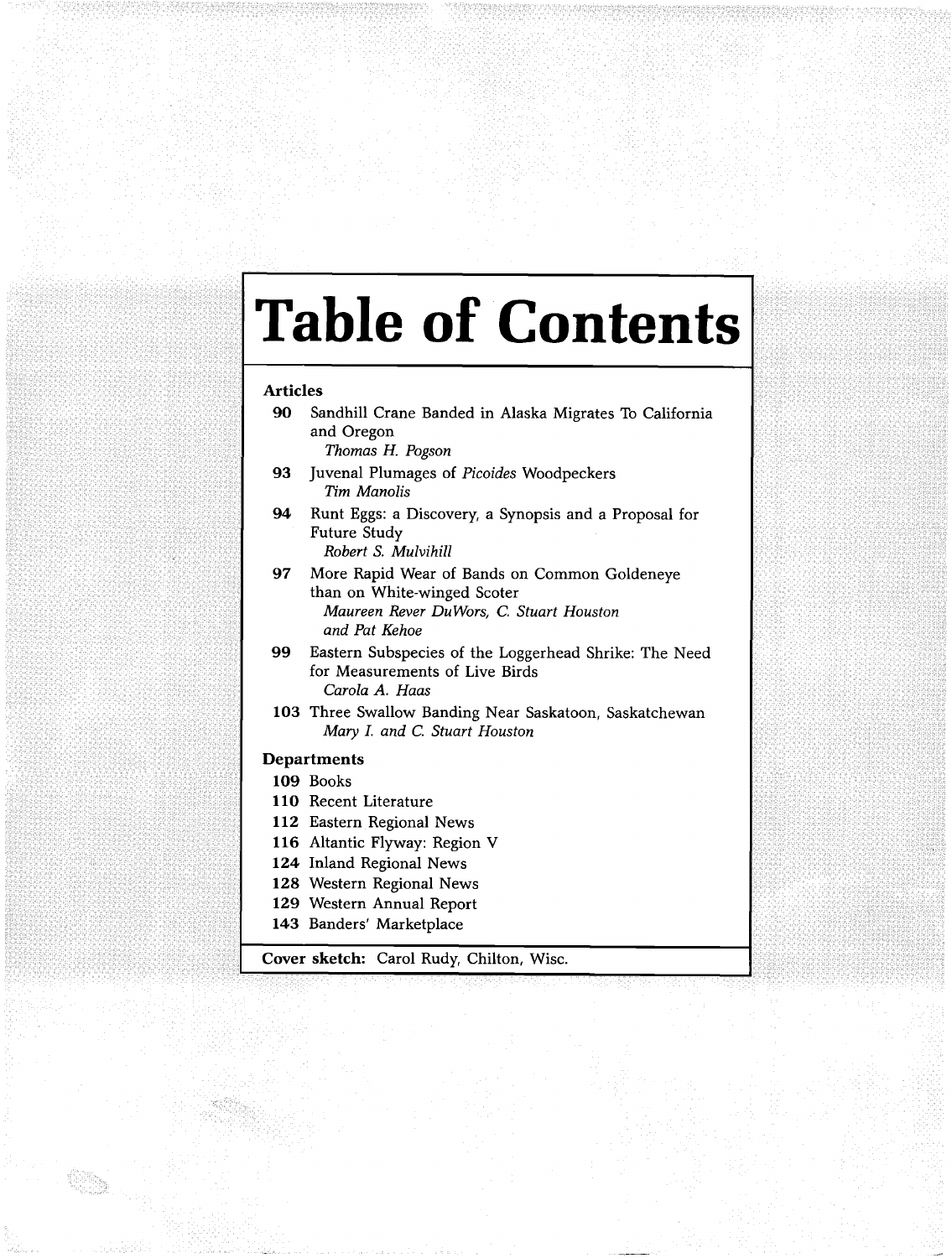# Table of Contents

## Articles

**90** Sandhill Crane Banded in Alaska Migrates To California and Oregon
*Thomas H. Pogson*

**93** Juvenal Plumages of *Picoides* Woodpeckers
*Tim Manolis*

**94** Runt Eggs: a Discovery, a Synopsis and a Proposal for Future Study
*Robert S. Mulvihill*

**97** More Rapid Wear of Bands on Common Goldeneye than on White-winged Scoter
*Maureen Rever DuWors, C. Stuart Houston and Pat Kehoe*

**99** Eastern Subspecies of the Loggerhead Shrike: The Need for Measurements of Live Birds
*Carola A. Haas*

**103** Three Swallow Banding Near Saskatoon, Saskatchewan
*Mary I. and C. Stuart Houston*

## Departments

**109** Books

**110** Recent Literature

**112** Eastern Regional News

**116** Altantic Flyway: Region V

**124** Inland Regional News

**128** Western Regional News

**129** Western Annual Report

**143** Banders' Marketplace

**Cover sketch:** Carol Rudy, Chilton, Wisc.